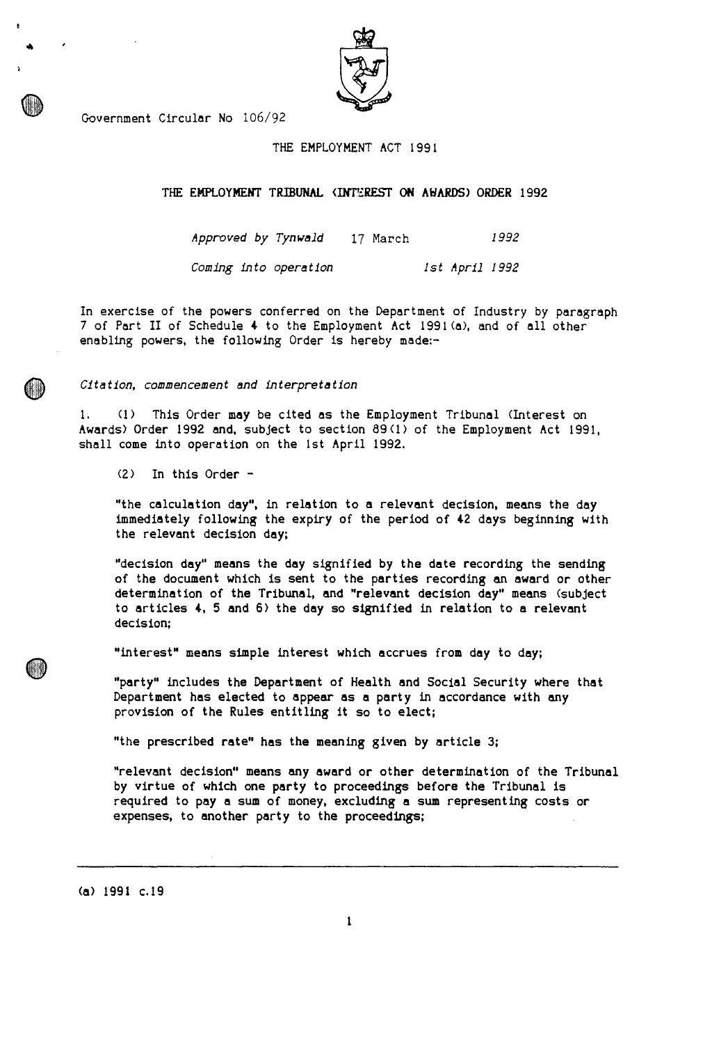Government Circular No 106/92

# THE EMPLOYMENT ACT 1991

## THE EMPLOYMENT TRIBUNAL (INTEREST ON AWARDS) ORDER 1992

*Approved by Tynwald* 17 March *1992*

*Coming into operation* *1st April 1992*

In exercise of the powers conferred on the Department of Industry by paragraph 7 of Part II of Schedule 4 to the Employment Act 1991(a), and of all other enabling powers, the following Order is hereby made:-

*Citation, commencement and interpretation*

1. (1) This Order may be cited as the Employment Tribunal (Interest on Awards) Order 1992 and, subject to section 89(1) of the Employment Act 1991, shall come into operation on the 1st April 1992.

(2) In this Order -

"the calculation day", in relation to a relevant decision, means the day immediately following the expiry of the period of 42 days beginning with the relevant decision day;

"decision day" means the day signified by the date recording the sending of the document which is sent to the parties recording an award or other determination of the Tribunal, and "relevant decision day" means (subject to articles 4, 5 and 6) the day so signified in relation to a relevant decision;

"interest" means simple interest which accrues from day to day;

"party" includes the Department of Health and Social Security where that Department has elected to appear as a party in accordance with any provision of the Rules entitling it so to elect;

"the prescribed rate" has the meaning given by article 3;

"relevant decision" means any award or other determination of the Tribunal by virtue of which one party to proceedings before the Tribunal is required to pay a sum of money, excluding a sum representing costs or expenses, to another party to the proceedings;

(a) 1991 c.19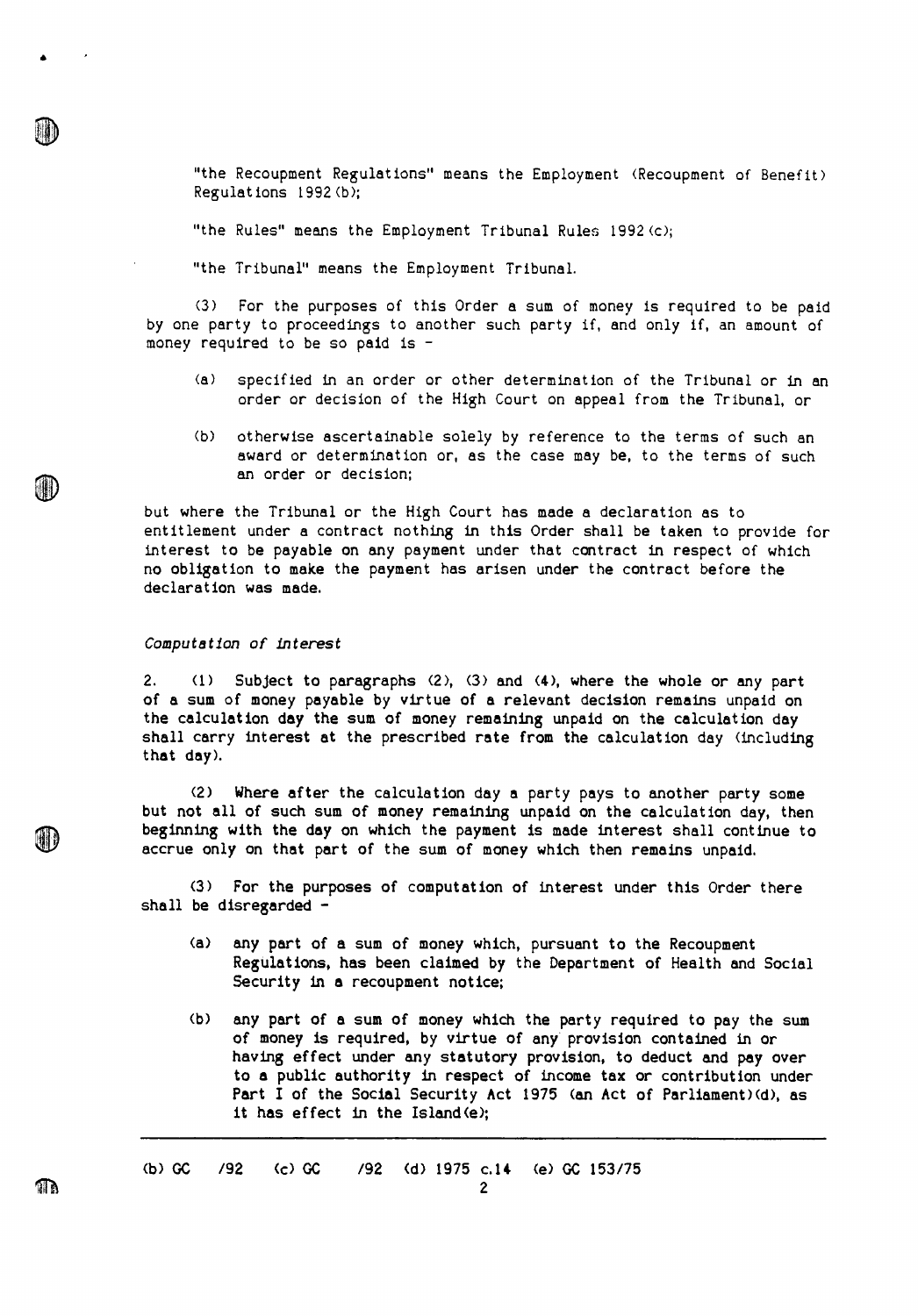"the Recoupment Regulations" means the Employment (Recoupment of Benefit) Regulations 1992 (b);

"the Rules" means the Employment Tribunal Rules 1992 (c);

"the Tribunal" means the Employment Tribunal.

(3) For the purposes of this Order a sum of money is required to be paid by one party to proceedings to another such party if, and only if, an amount of money required to be so paid is -

(a) specified in an order or other determination of the Tribunal or in an order or decision of the High Court on appeal from the Tribunal, or

(b) otherwise ascertainable solely by reference to the terms of such an award or determination or, as the case may be, to the terms of such an order or decision;

but where the Tribunal or the High Court has made a declaration as to entitlement under a contract nothing in this Order shall be taken to provide for interest to be payable on any payment under that contract in respect of which no obligation to make the payment has arisen under the contract before the declaration was made.

*Computation of interest*

2. (1) Subject to paragraphs (2), (3) and (4), where the whole or any part of a sum of money payable by virtue of a relevant decision remains unpaid on the calculation day the sum of money remaining unpaid on the calculation day shall carry interest at the prescribed rate from the calculation day (including that day).

(2) Where after the calculation day a party pays to another party some but not all of such sum of money remaining unpaid on the calculation day, then beginning with the day on which the payment is made interest shall continue to accrue only on that part of the sum of money which then remains unpaid.

(3) For the purposes of computation of interest under this Order there shall be disregarded -

(a) any part of a sum of money which, pursuant to the Recoupment Regulations, has been claimed by the Department of Health and Social Security in a recoupment notice;

(b) any part of a sum of money which the party required to pay the sum of money is required, by virtue of any provision contained in or having effect under any statutory provision, to deduct and pay over to a public authority in respect of income tax or contribution under Part I of the Social Security Act 1975 (an Act of Parliament)(d), as it has effect in the Island(e);

(b) GC /92 (c) GC /92 (d) 1975 c.14 (e) GC 153/75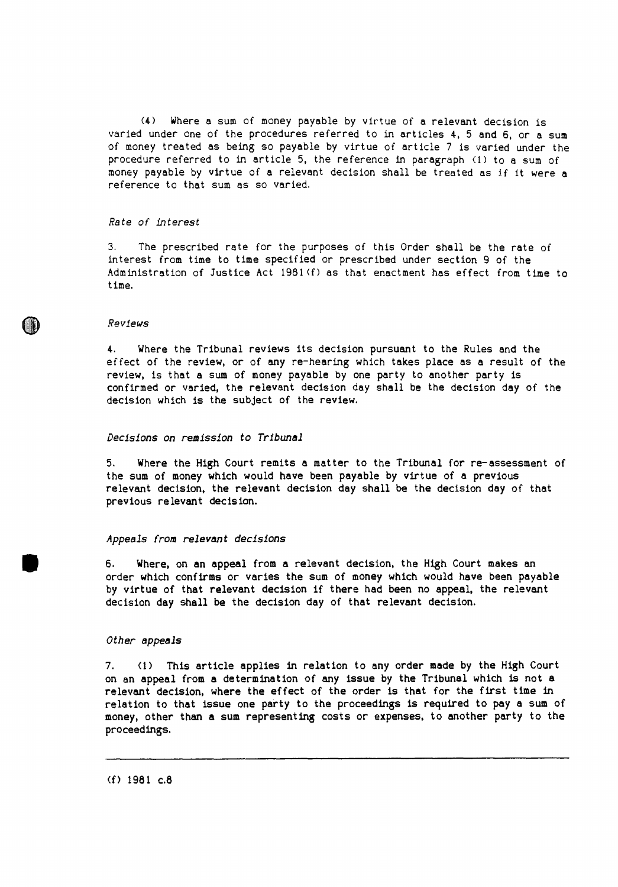(4) Where a sum of money payable by virtue of a relevant decision is varied under one of the procedures referred to in articles 4, 5 and 6, or a sum of money treated as being so payable by virtue of article 7 is varied under the procedure referred to in article 5, the reference in paragraph (1) to a sum of money payable by virtue of a relevant decision shall be treated as if it were a reference to that sum as so varied.

*Rate of interest*

3. The prescribed rate for the purposes of this Order shall be the rate of interest from time to time specified or prescribed under section 9 of the Administration of Justice Act 1981(f) as that enactment has effect from time to time.

*Reviews*

4. Where the Tribunal reviews its decision pursuant to the Rules and the effect of the review, or of any re-hearing which takes place as a result of the review, is that a sum of money payable by one party to another party is confirmed or varied, the relevant decision day shall be the decision day of the decision which is the subject of the review.

*Decisions on remission to Tribunal*

5. Where the High Court remits a matter to the Tribunal for re-assessment of the sum of money which would have been payable by virtue of a previous relevant decision, the relevant decision day shall be the decision day of that previous relevant decision.

*Appeals from relevant decisions*

6. Where, on an appeal from a relevant decision, the High Court makes an order which confirms or varies the sum of money which would have been payable by virtue of that relevant decision if there had been no appeal, the relevant decision day shall be the decision day of that relevant decision.

*Other appeals*

7. (1) This article applies in relation to any order made by the High Court on an appeal from a determination of any issue by the Tribunal which is not a relevant decision, where the effect of the order is that for the first time in relation to that issue one party to the proceedings is required to pay a sum of money, other than a sum representing costs or expenses, to another party to the proceedings.

---

(f) 1981 c.8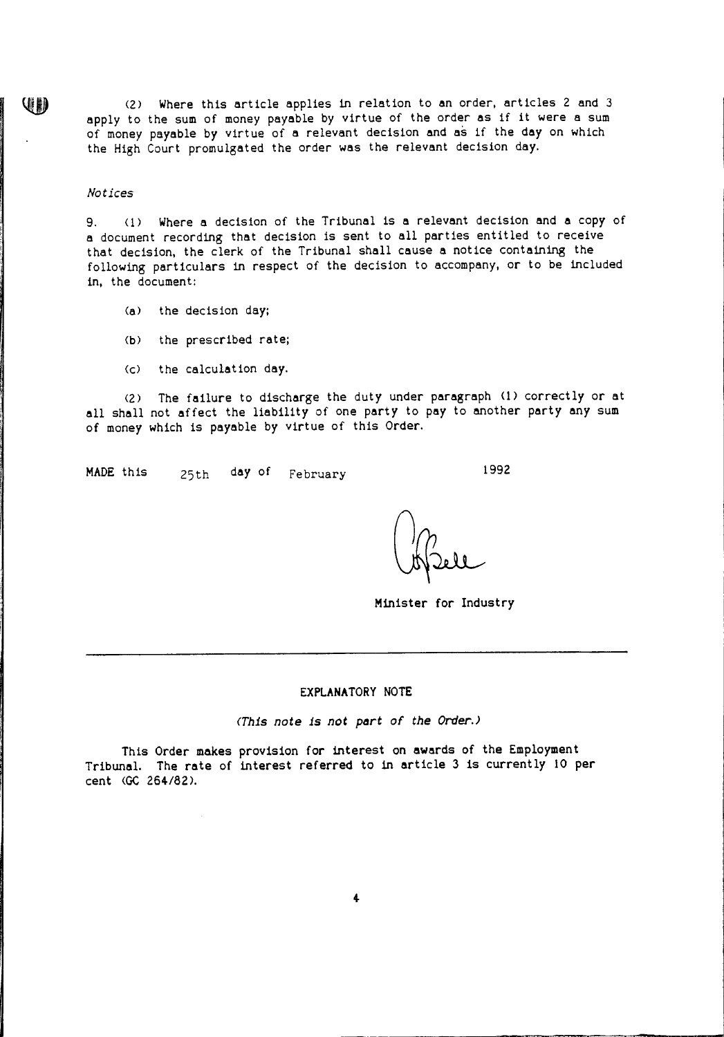(2) Where this article applies in relation to an order, articles 2 and 3 apply to the sum of money payable by virtue of the order as if it were a sum of money payable by virtue of a relevant decision and as if the day on which the High Court promulgated the order was the relevant decision day.

*Notices*

9. (1) Where a decision of the Tribunal is a relevant decision and a copy of a document recording that decision is sent to all parties entitled to receive that decision, the clerk of the Tribunal shall cause a notice containing the following particulars in respect of the decision to accompany, or to be included in, the document:

(a) the decision day;

(b) the prescribed rate;

(c) the calculation day.

(2) The failure to discharge the duty under paragraph (1) correctly or at all shall not affect the liability of one party to pay to another party any sum of money which is payable by virtue of this Order.

MADE this 25th day of February 1992

Minister for Industry

---

EXPLANATORY NOTE

*(This note is not part of the Order.)*

This Order makes provision for interest on awards of the Employment Tribunal. The rate of interest referred to in article 3 is currently 10 per cent (GC 264/82).